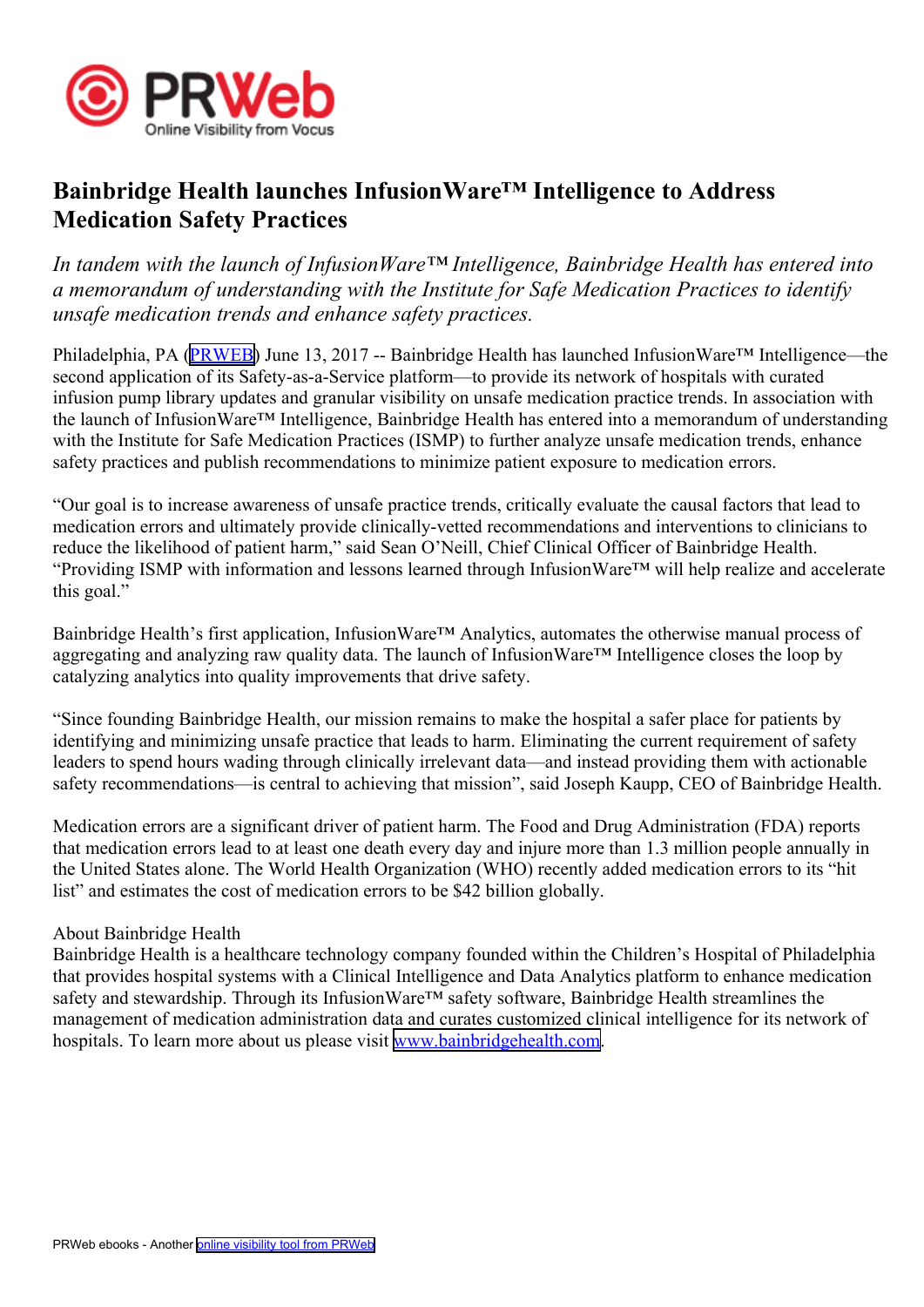# Bainbridge Health launches InfusionWare™ Intelligence to Address Medication Safety Practices

*In tandem with the launch of InfusionWare™ Intelligence, Bainbridge Health has entered into a memorandum of understanding with the Institute for Safe Medication Practices to identify unsafe medication trends and enhance safety practices.*

Philadelphia, PA (PRWEB) June 13, 2017 -- Bainbridge Health has launched InfusionWare™ Intelligence—the second application of its Safety-as-a-Service platform—to provide its network of hospitals with curated infusion pump library updates and granular visibility on unsafe medication practice trends. In association with the launch of InfusionWare™ Intelligence, Bainbridge Health has entered into a memorandum of understanding with the Institute for Safe Medication Practices (ISMP) to further analyze unsafe medication trends, enhance safety practices and publish recommendations to minimize patient exposure to medication errors.

"Our goal is to increase awareness of unsafe practice trends, critically evaluate the causal factors that lead to medication errors and ultimately provide clinically-vetted recommendations and interventions to clinicians to reduce the likelihood of patient harm," said Sean O'Neill, Chief Clinical Officer of Bainbridge Health. "Providing ISMP with information and lessons learned through InfusionWare™ will help realize and accelerate this goal."

Bainbridge Health's first application, InfusionWare™ Analytics, automates the otherwise manual process of aggregating and analyzing raw quality data. The launch of InfusionWare™ Intelligence closes the loop by catalyzing analytics into quality improvements that drive safety.

"Since founding Bainbridge Health, our mission remains to make the hospital a safer place for patients by identifying and minimizing unsafe practice that leads to harm. Eliminating the current requirement of safety leaders to spend hours wading through clinically irrelevant data—and instead providing them with actionable safety recommendations—is central to achieving that mission", said Joseph Kaupp, CEO of Bainbridge Health.

Medication errors are a significant driver of patient harm. The Food and Drug Administration (FDA) reports that medication errors lead to at least one death every day and injure more than 1.3 million people annually in the United States alone. The World Health Organization (WHO) recently added medication errors to its "hit list" and estimates the cost of medication errors to be $42 billion globally.

About Bainbridge Health
Bainbridge Health is a healthcare technology company founded within the Children's Hospital of Philadelphia that provides hospital systems with a Clinical Intelligence and Data Analytics platform to enhance medication safety and stewardship. Through its InfusionWare™ safety software, Bainbridge Health streamlines the management of medication administration data and curates customized clinical intelligence for its network of hospitals. To learn more about us please visit www.bainbridgehealth.com.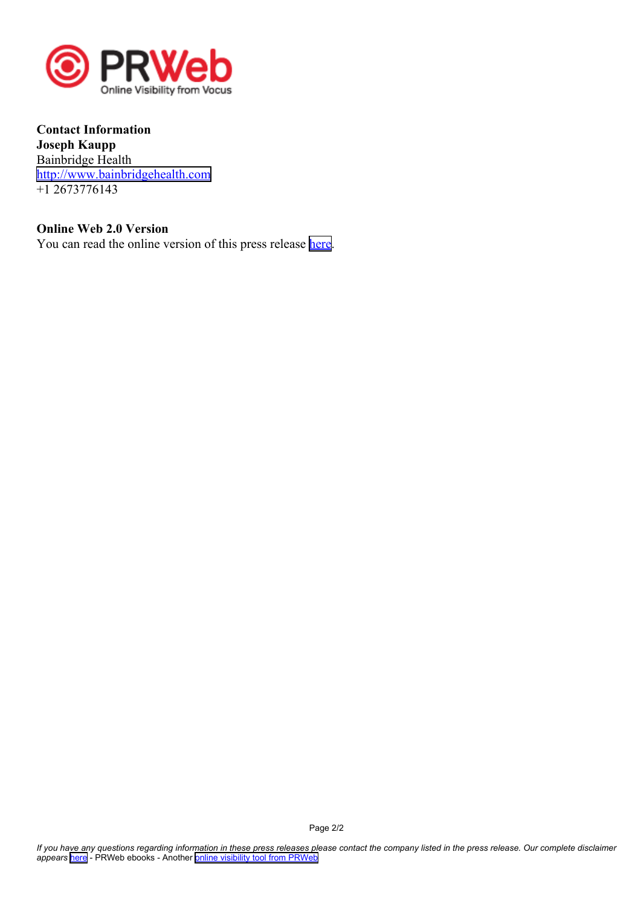**Contact Information**
**Joseph Kaupp**
Bainbridge Health
http://www.bainbridgehealth.com
+1 2673776143

**Online Web 2.0 Version**
You can read the online version of this press release here.

*If you have any questions regarding information in these press releases please contact the company listed in the press release. Our complete disclaimer appears* here - PRWeb ebooks - Another online visibility tool from PRWeb